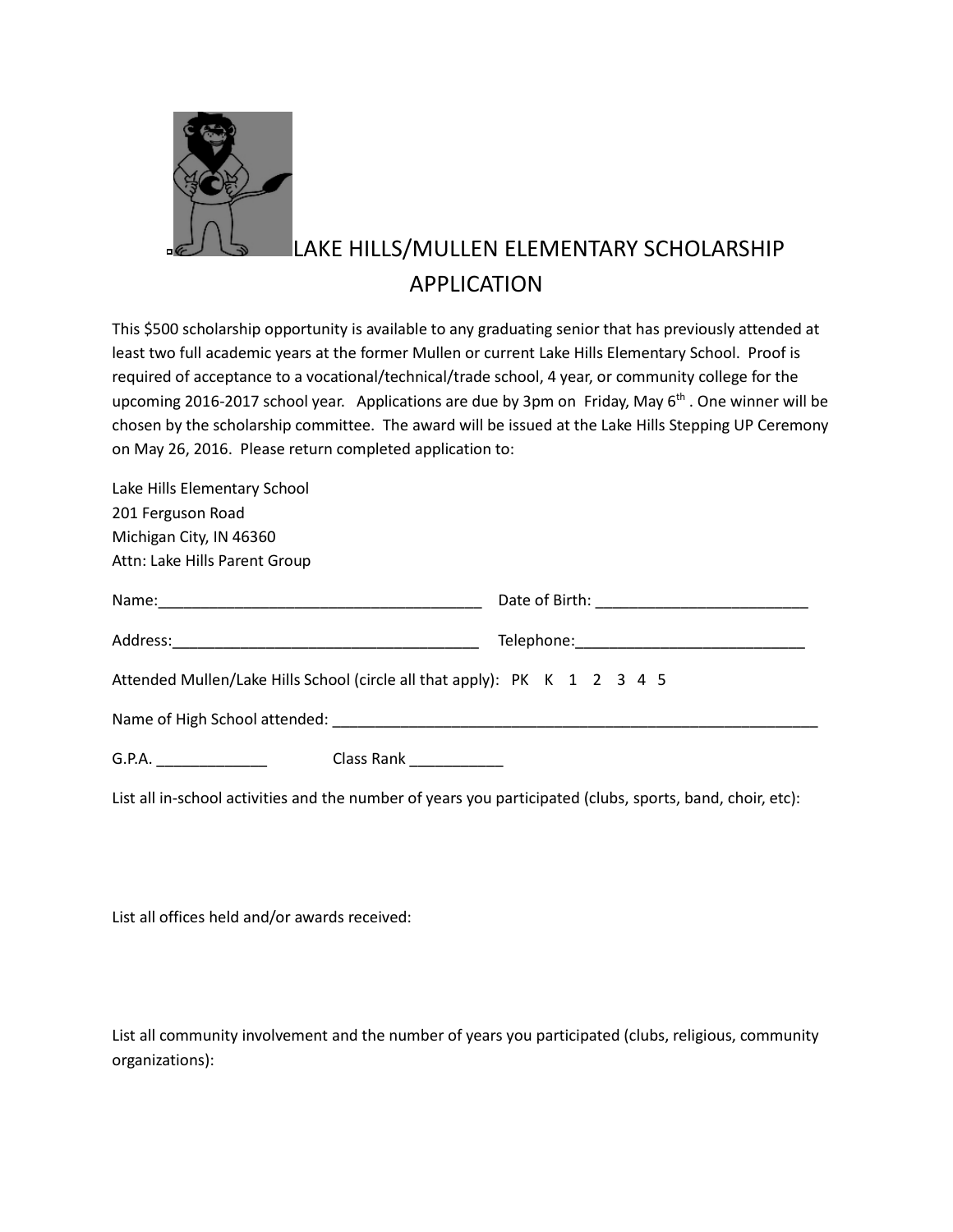# LAKE HILLS/MULLEN ELEMENTARY SCHOLARSHIP APPLICATION

This $500 scholarship opportunity is available to any graduating senior that has previously attended at least two full academic years at the former Mullen or current Lake Hills Elementary School. Proof is required of acceptance to a vocational/technical/trade school, 4 year, or community college for the upcoming 2016-2017 school year. Applications are due by 3pm on Friday, May 6th . One winner will be chosen by the scholarship committee. The award will be issued at the Lake Hills Stepping UP Ceremony on May 26, 2016. Please return completed application to:

Lake Hills Elementary School
201 Ferguson Road
Michigan City, IN 46360
Attn: Lake Hills Parent Group

Name:_______________________________________ Date of Birth: _________________________

Address:_____________________________________ Telephone:___________________________

Attended Mullen/Lake Hills School (circle all that apply): PK K 1 2 3 4 5

Name of High School attended: ___________________________________________________________

G.P.A. _____________ Class Rank ___________

List all in-school activities and the number of years you participated (clubs, sports, band, choir, etc):

List all offices held and/or awards received:

List all community involvement and the number of years you participated (clubs, religious, community organizations):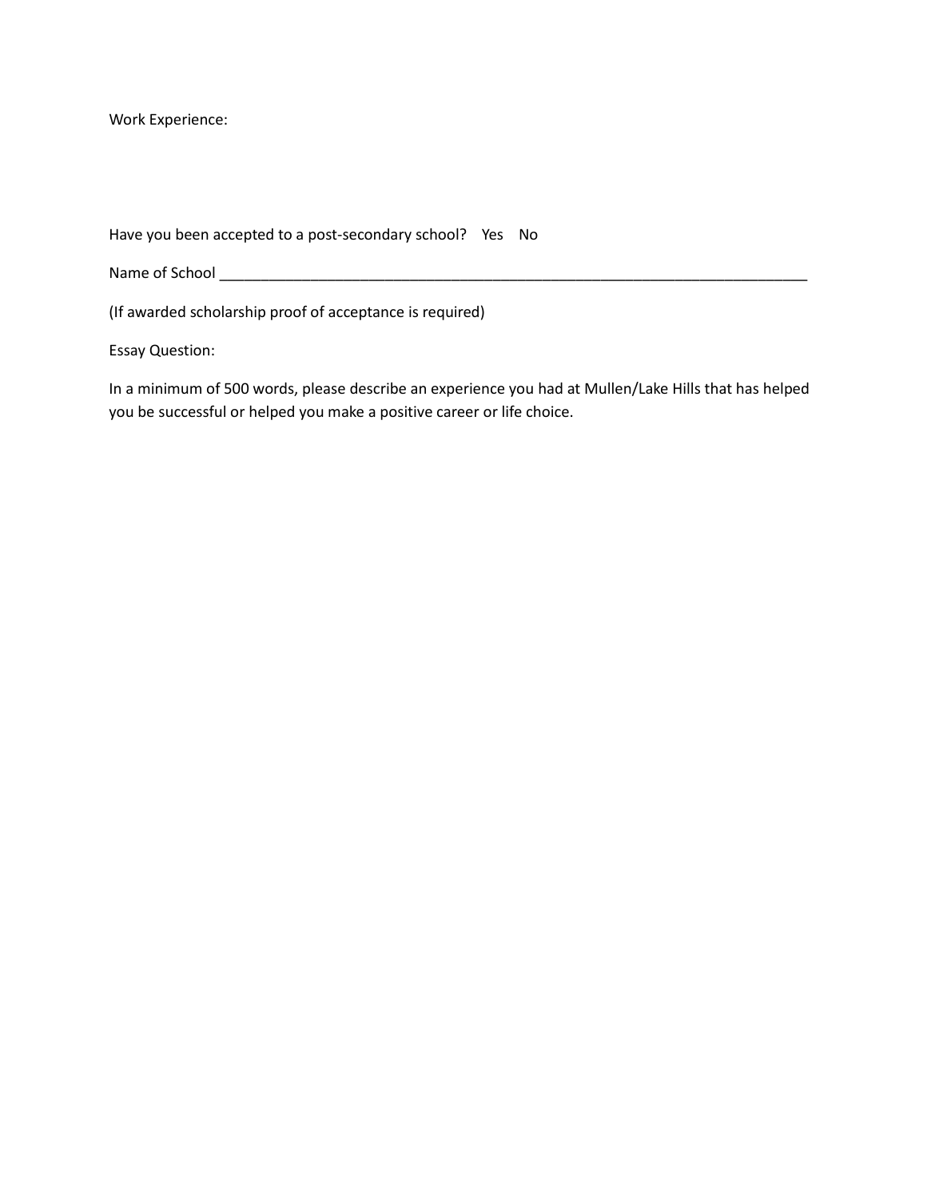Work Experience:

Have you been accepted to a post-secondary school? Yes No

Name of School ____________________________________________________________________________

(If awarded scholarship proof of acceptance is required)

Essay Question:

In a minimum of 500 words, please describe an experience you had at Mullen/Lake Hills that has helped you be successful or helped you make a positive career or life choice.